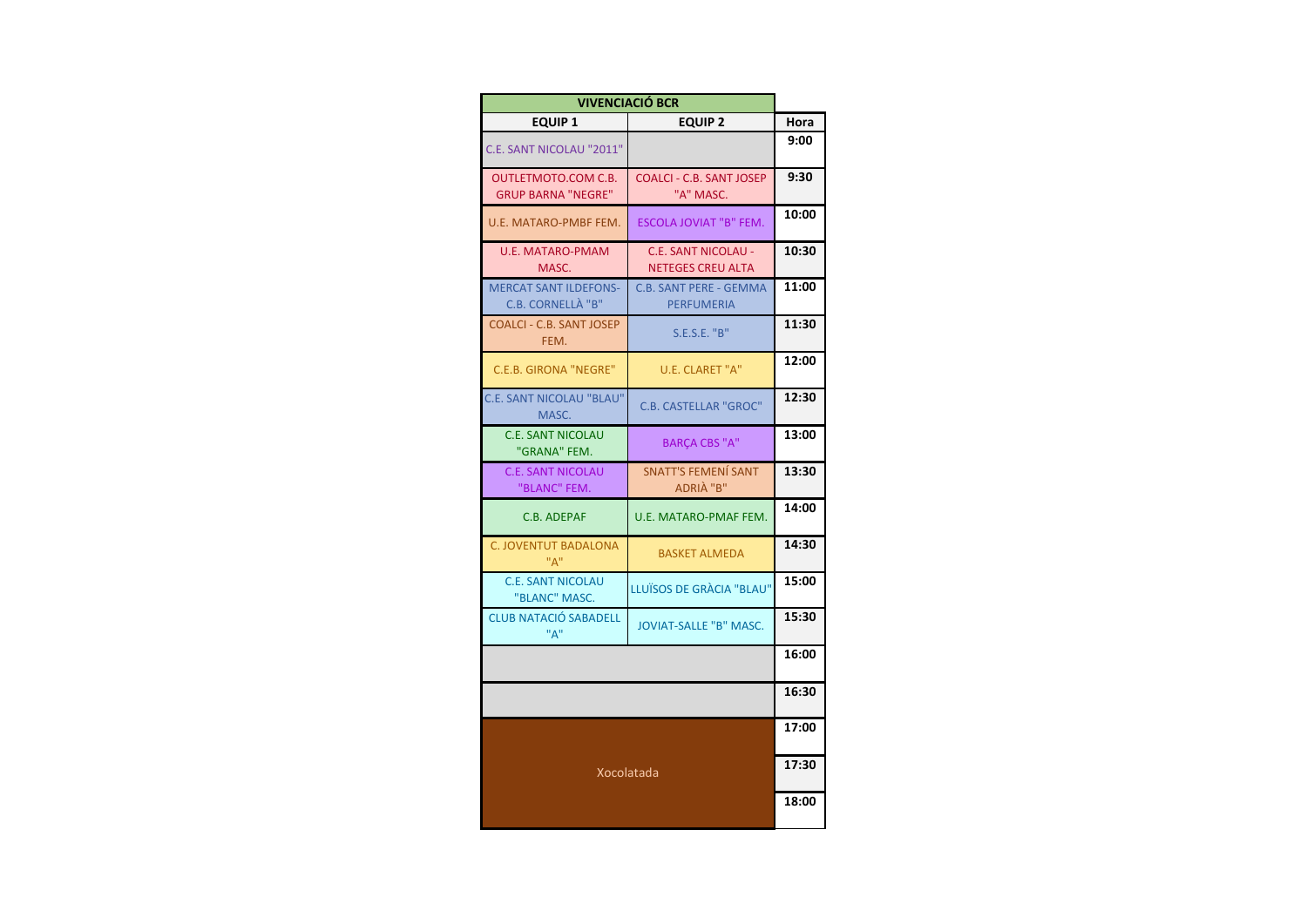| VIVENCIACIÓ BCR | | |
|---|---|---|
| **EQUIP 1** | **EQUIP 2** | **Hora** |
| C.E. SANT NICOLAU "2011" | | 9:00 |
| OUTLETMOTO.COM C.B. GRUP BARNA "NEGRE" | COALCI - C.B. SANT JOSEP "A" MASC. | 9:30 |
| U.E. MATARO-PMBF FEM. | ESCOLA JOVIAT "B" FEM. | 10:00 |
| U.E. MATARO-PMAM MASC. | C.E. SANT NICOLAU - NETEGES CREU ALTA | 10:30 |
| MERCAT SANT ILDEFONS-C.B. CORNELLÀ "B" | C.B. SANT PERE - GEMMA PERFUMERIA | 11:00 |
| COALCI - C.B. SANT JOSEP FEM. | S.E.S.E. "B" | 11:30 |
| C.E.B. GIRONA "NEGRE" | U.E. CLARET "A" | 12:00 |
| C.E. SANT NICOLAU "BLAU" MASC. | C.B. CASTELLAR "GROC" | 12:30 |
| C.E. SANT NICOLAU "GRANA" FEM. | BARÇA CBS "A" | 13:00 |
| C.E. SANT NICOLAU "BLANC" FEM. | SNATT'S FEMENÍ SANT ADRIÀ "B" | 13:30 |
| C.B. ADEPAF | U.E. MATARO-PMAF FEM. | 14:00 |
| C. JOVENTUT BADALONA "A" | BASKET ALMEDA | 14:30 |
| C.E. SANT NICOLAU "BLANC" MASC. | LLUÏSOS DE GRÀCIA "BLAU" | 15:00 |
| CLUB NATACIÓ SABADELL "A" | JOVIAT-SALLE "B" MASC. | 15:30 |
| | | 16:00 |
| | | 16:30 |
| Xocolatada | | 17:00 |
| | | 17:30 |
| | | 18:00 |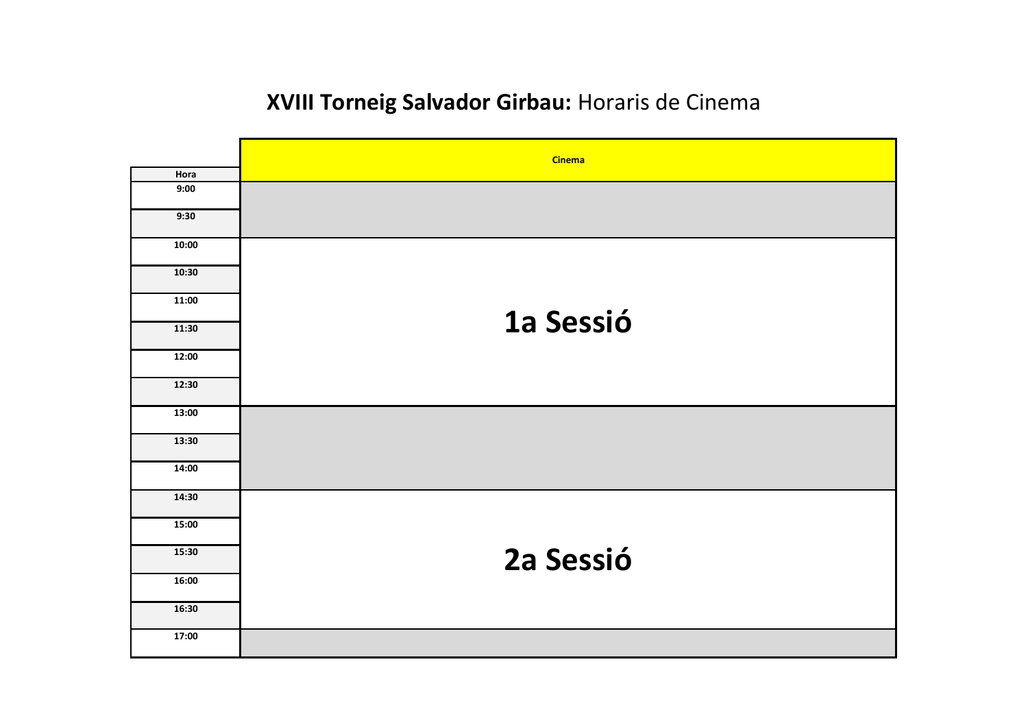**XVIII Torneig Salvador Girbau:** Horaris de Cinema

| Hora | Cinema |
| --- | --- |
| 9:00 | |
| 9:30 | |
| 10:00 | 1a Sessió |
| 10:30 | |
| 11:00 | |
| 11:30 | |
| 12:00 | |
| 12:30 | |
| 13:00 | |
| 13:30 | |
| 14:00 | |
| 14:30 | 2a Sessió |
| 15:00 | |
| 15:30 | |
| 16:00 | |
| 16:30 | |
| 17:00 | |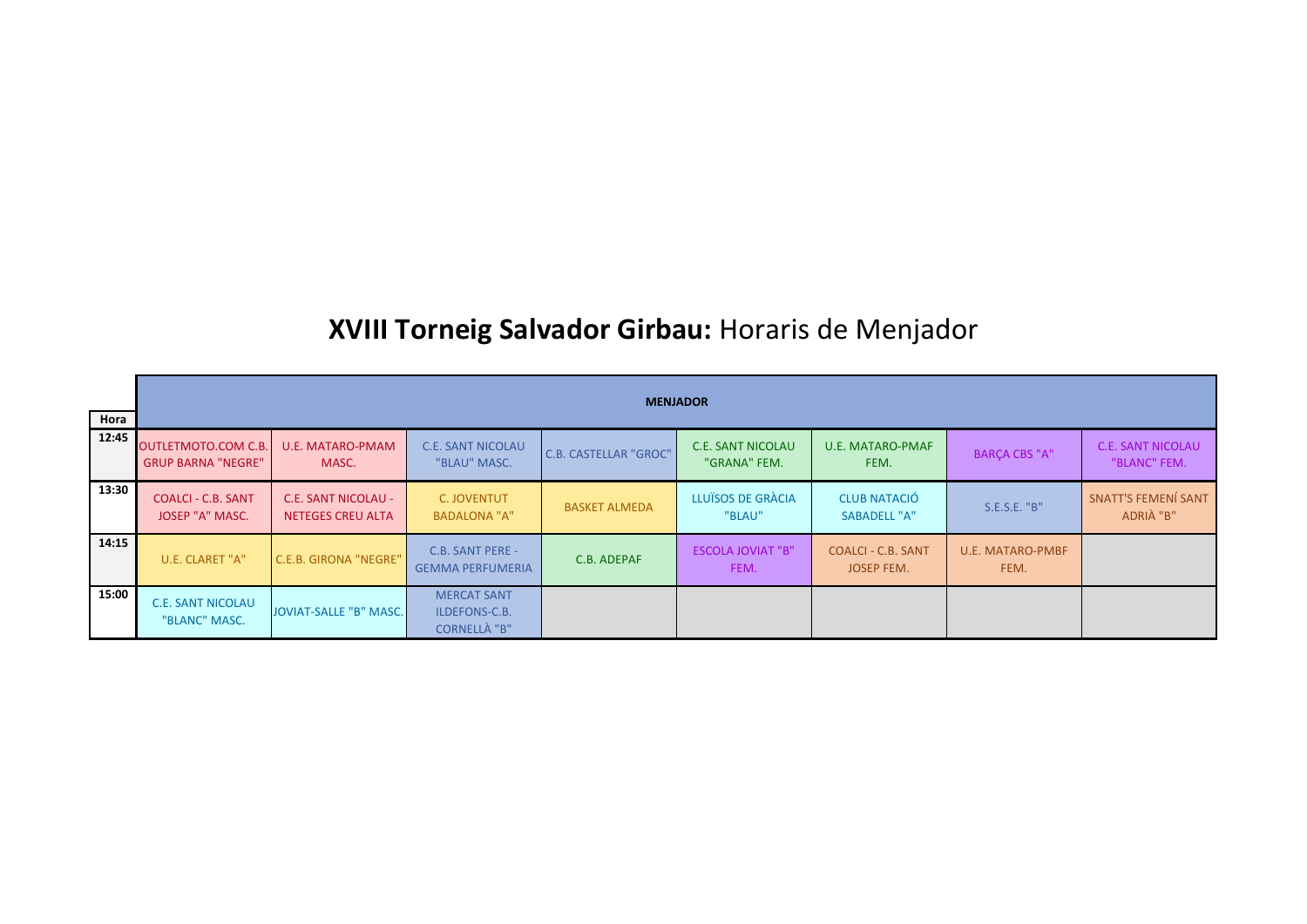# **XVIII Torneig Salvador Girbau:** Horaris de Menjador

| Hora | MENJADOR | | | | | | | |
|---|---|---|---|---|---|---|---|---|
| 12:45 | OUTLETMOTO.COM C.B. GRUP BARNA "NEGRE" | U.E. MATARO-PMAM MASC. | C.E. SANT NICOLAU "BLAU" MASC. | C.B. CASTELLAR "GROC" | C.E. SANT NICOLAU "GRANA" FEM. | U.E. MATARO-PMAF FEM. | BARÇA CBS "A" | C.E. SANT NICOLAU "BLANC" FEM. |
| 13:30 | COALCI - C.B. SANT JOSEP "A" MASC. | C.E. SANT NICOLAU - NETEGES CREU ALTA | C. JOVENTUT BADALONA "A" | BASKET ALMEDA | LLUÏSOS DE GRÀCIA "BLAU" | CLUB NATACIÓ SABADELL "A" | S.E.S.E. "B" | SNATT'S FEMENÍ SANT ADRIÀ "B" |
| 14:15 | U.E. CLARET "A" | C.E.B. GIRONA "NEGRE" | C.B. SANT PERE - GEMMA PERFUMERIA | C.B. ADEPAF | ESCOLA JOVIAT "B" FEM. | COALCI - C.B. SANT JOSEP FEM. | U.E. MATARO-PMBF FEM. | |
| 15:00 | C.E. SANT NICOLAU "BLANC" MASC. | JOVIAT-SALLE "B" MASC. | MERCAT SANT ILDEFONS-C.B. CORNELLÀ "B" | | | | | |